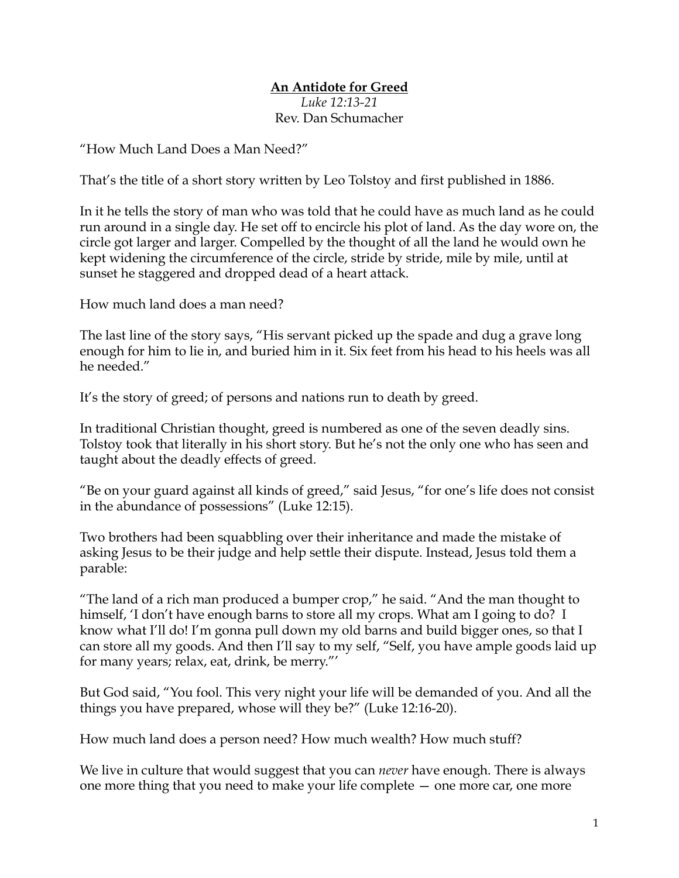# An Antidote for Greed

*Luke 12:13-21*
Rev. Dan Schumacher

"How Much Land Does a Man Need?"

That's the title of a short story written by Leo Tolstoy and first published in 1886.

In it he tells the story of man who was told that he could have as much land as he could run around in a single day. He set off to encircle his plot of land. As the day wore on, the circle got larger and larger. Compelled by the thought of all the land he would own he kept widening the circumference of the circle, stride by stride, mile by mile, until at sunset he staggered and dropped dead of a heart attack.

How much land does a man need?

The last line of the story says, "His servant picked up the spade and dug a grave long enough for him to lie in, and buried him in it. Six feet from his head to his heels was all he needed."

It's the story of greed; of persons and nations run to death by greed.

In traditional Christian thought, greed is numbered as one of the seven deadly sins. Tolstoy took that literally in his short story. But he's not the only one who has seen and taught about the deadly effects of greed.

"Be on your guard against all kinds of greed," said Jesus, "for one's life does not consist in the abundance of possessions" (Luke 12:15).

Two brothers had been squabbling over their inheritance and made the mistake of asking Jesus to be their judge and help settle their dispute. Instead, Jesus told them a parable:

"The land of a rich man produced a bumper crop," he said. "And the man thought to himself, 'I don't have enough barns to store all my crops. What am I going to do? I know what I'll do! I'm gonna pull down my old barns and build bigger ones, so that I can store all my goods. And then I'll say to my self, "Self, you have ample goods laid up for many years; relax, eat, drink, be merry."'

But God said, "You fool. This very night your life will be demanded of you. And all the things you have prepared, whose will they be?" (Luke 12:16-20).

How much land does a person need? How much wealth? How much stuff?

We live in culture that would suggest that you can *never* have enough. There is always one more thing that you need to make your life complete — one more car, one more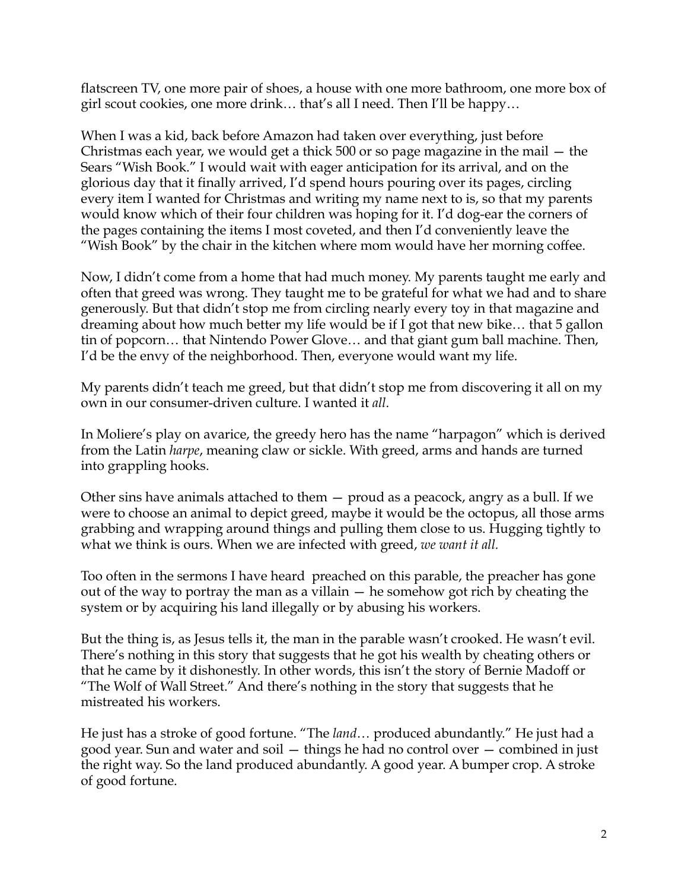flatscreen TV, one more pair of shoes, a house with one more bathroom, one more box of girl scout cookies, one more drink… that's all I need. Then I'll be happy…

When I was a kid, back before Amazon had taken over everything, just before Christmas each year, we would get a thick 500 or so page magazine in the mail — the Sears "Wish Book." I would wait with eager anticipation for its arrival, and on the glorious day that it finally arrived, I'd spend hours pouring over its pages, circling every item I wanted for Christmas and writing my name next to is, so that my parents would know which of their four children was hoping for it. I'd dog-ear the corners of the pages containing the items I most coveted, and then I'd conveniently leave the "Wish Book" by the chair in the kitchen where mom would have her morning coffee.

Now, I didn't come from a home that had much money. My parents taught me early and often that greed was wrong. They taught me to be grateful for what we had and to share generously. But that didn't stop me from circling nearly every toy in that magazine and dreaming about how much better my life would be if I got that new bike… that 5 gallon tin of popcorn… that Nintendo Power Glove… and that giant gum ball machine. Then, I'd be the envy of the neighborhood. Then, everyone would want my life.

My parents didn't teach me greed, but that didn't stop me from discovering it all on my own in our consumer-driven culture. I wanted it *all*.

In Moliere's play on avarice, the greedy hero has the name "harpagon" which is derived from the Latin *harpe*, meaning claw or sickle. With greed, arms and hands are turned into grappling hooks.

Other sins have animals attached to them — proud as a peacock, angry as a bull. If we were to choose an animal to depict greed, maybe it would be the octopus, all those arms grabbing and wrapping around things and pulling them close to us. Hugging tightly to what we think is ours. When we are infected with greed, *we want it all.*

Too often in the sermons I have heard preached on this parable, the preacher has gone out of the way to portray the man as a villain — he somehow got rich by cheating the system or by acquiring his land illegally or by abusing his workers.

But the thing is, as Jesus tells it, the man in the parable wasn't crooked. He wasn't evil. There's nothing in this story that suggests that he got his wealth by cheating others or that he came by it dishonestly. In other words, this isn't the story of Bernie Madoff or "The Wolf of Wall Street." And there's nothing in the story that suggests that he mistreated his workers.

He just has a stroke of good fortune. "The *land*… produced abundantly." He just had a good year. Sun and water and soil — things he had no control over — combined in just the right way. So the land produced abundantly. A good year. A bumper crop. A stroke of good fortune.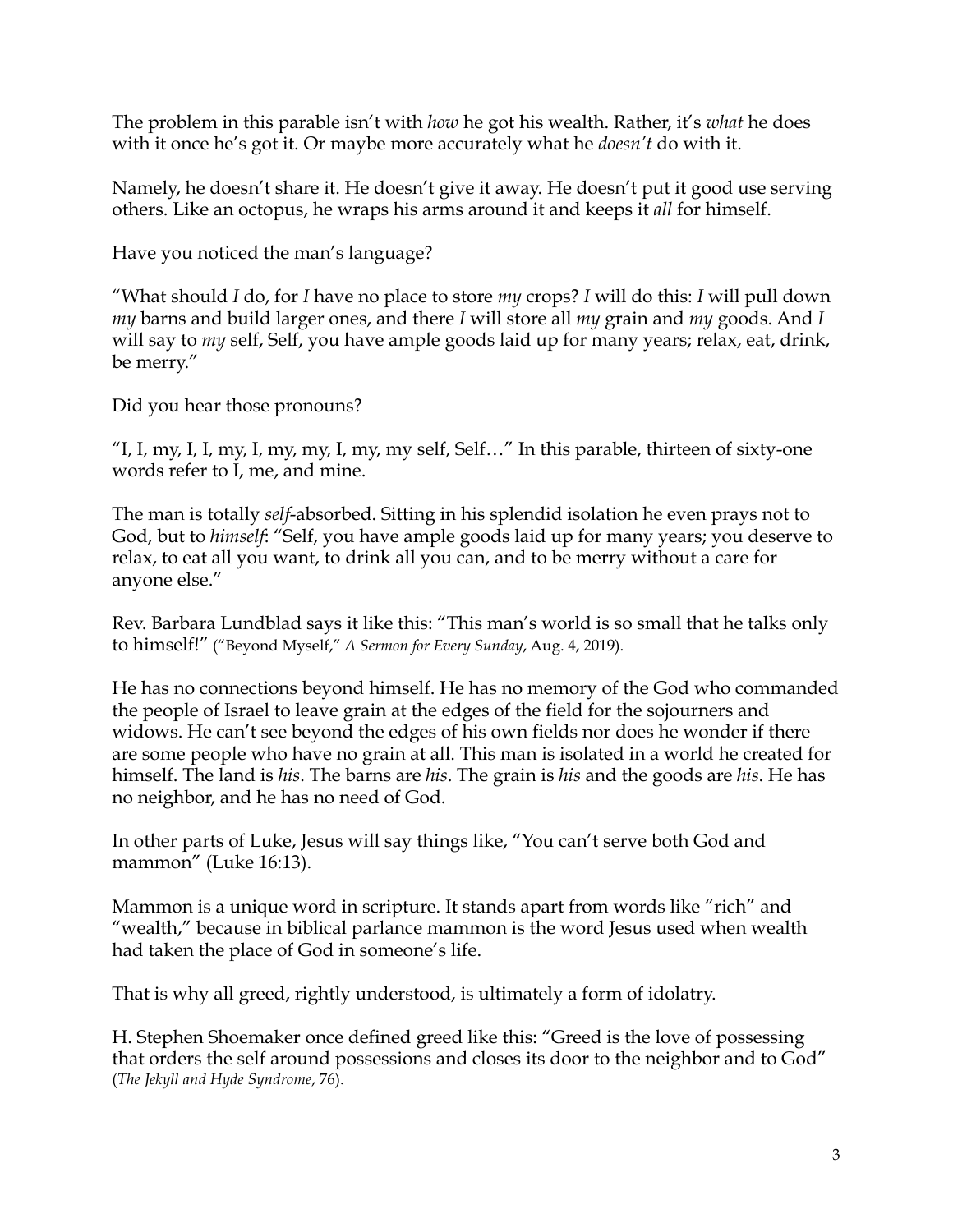The problem in this parable isn't with *how* he got his wealth. Rather, it's *what* he does with it once he's got it. Or maybe more accurately what he *doesn't* do with it.

Namely, he doesn't share it. He doesn't give it away. He doesn't put it good use serving others. Like an octopus, he wraps his arms around it and keeps it *all* for himself.

Have you noticed the man's language?

"What should *I* do, for *I* have no place to store *my* crops? *I* will do this: *I* will pull down *my* barns and build larger ones, and there *I* will store all *my* grain and *my* goods. And *I* will say to *my* self, Self, you have ample goods laid up for many years; relax, eat, drink, be merry."

Did you hear those pronouns?

"I, I, my, I, I, my, I, my, my, I, my, my self, Self…" In this parable, thirteen of sixty-one words refer to I, me, and mine.

The man is totally *self*-absorbed. Sitting in his splendid isolation he even prays not to God, but to *himself*: "Self, you have ample goods laid up for many years; you deserve to relax, to eat all you want, to drink all you can, and to be merry without a care for anyone else."

Rev. Barbara Lundblad says it like this: "This man's world is so small that he talks only to himself!" ("Beyond Myself," *A Sermon for Every Sunday*, Aug. 4, 2019).

He has no connections beyond himself. He has no memory of the God who commanded the people of Israel to leave grain at the edges of the field for the sojourners and widows. He can't see beyond the edges of his own fields nor does he wonder if there are some people who have no grain at all. This man is isolated in a world he created for himself. The land is *his*. The barns are *his*. The grain is *his* and the goods are *his*. He has no neighbor, and he has no need of God.

In other parts of Luke, Jesus will say things like, "You can't serve both God and mammon" (Luke 16:13).

Mammon is a unique word in scripture. It stands apart from words like "rich" and "wealth," because in biblical parlance mammon is the word Jesus used when wealth had taken the place of God in someone's life.

That is why all greed, rightly understood, is ultimately a form of idolatry.

H. Stephen Shoemaker once defined greed like this: "Greed is the love of possessing that orders the self around possessions and closes its door to the neighbor and to God" (*The Jekyll and Hyde Syndrome*, 76).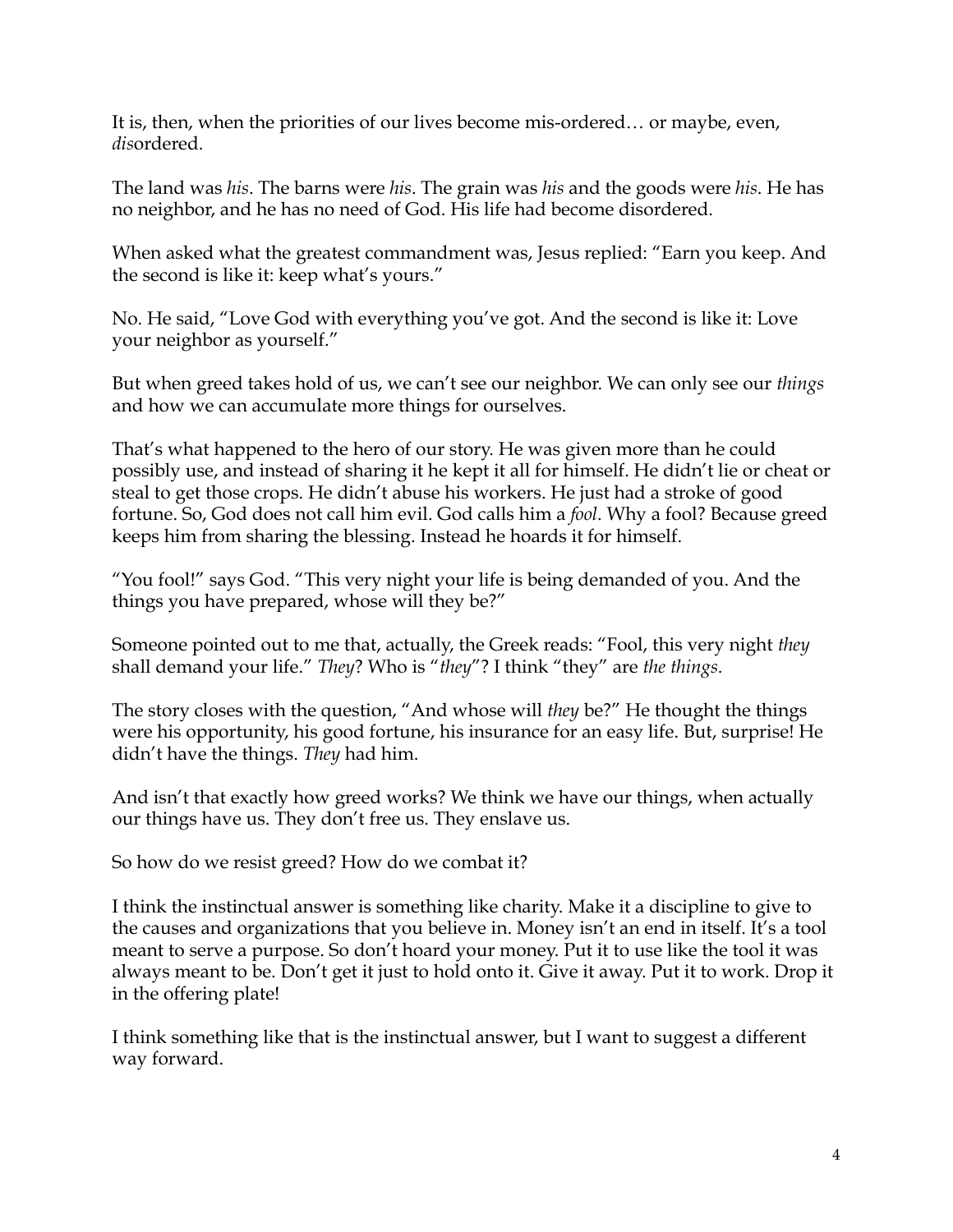It is, then, when the priorities of our lives become mis-ordered… or maybe, even, *dis*ordered.

The land was *his*. The barns were *his*. The grain was *his* and the goods were *his*. He has no neighbor, and he has no need of God. His life had become disordered.

When asked what the greatest commandment was, Jesus replied: "Earn you keep. And the second is like it: keep what's yours."

No. He said, "Love God with everything you've got. And the second is like it: Love your neighbor as yourself."

But when greed takes hold of us, we can't see our neighbor. We can only see our *things* and how we can accumulate more things for ourselves.

That's what happened to the hero of our story. He was given more than he could possibly use, and instead of sharing it he kept it all for himself. He didn't lie or cheat or steal to get those crops. He didn't abuse his workers. He just had a stroke of good fortune. So, God does not call him evil. God calls him a *fool*. Why a fool? Because greed keeps him from sharing the blessing. Instead he hoards it for himself.

"You fool!" says God. "This very night your life is being demanded of you. And the things you have prepared, whose will they be?"

Someone pointed out to me that, actually, the Greek reads: "Fool, this very night *they* shall demand your life." *They*? Who is "*they*"? I think "they" are *the things*.

The story closes with the question, "And whose will *they* be?" He thought the things were his opportunity, his good fortune, his insurance for an easy life. But, surprise! He didn't have the things. *They* had him.

And isn't that exactly how greed works? We think we have our things, when actually our things have us. They don't free us. They enslave us.

So how do we resist greed? How do we combat it?

I think the instinctual answer is something like charity. Make it a discipline to give to the causes and organizations that you believe in. Money isn't an end in itself. It's a tool meant to serve a purpose. So don't hoard your money. Put it to use like the tool it was always meant to be. Don't get it just to hold onto it. Give it away. Put it to work. Drop it in the offering plate!

I think something like that is the instinctual answer, but I want to suggest a different way forward.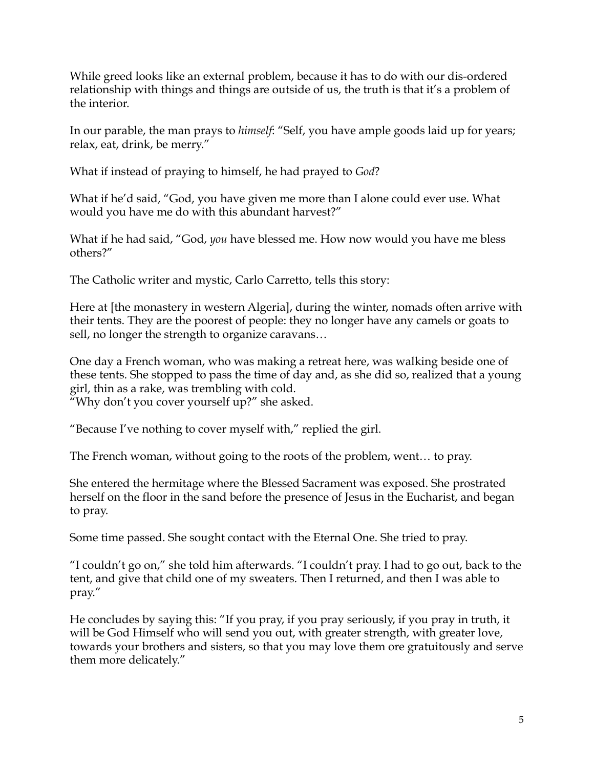While greed looks like an external problem, because it has to do with our dis-ordered relationship with things and things are outside of us, the truth is that it's a problem of the interior.

In our parable, the man prays to *himself*: "Self, you have ample goods laid up for years; relax, eat, drink, be merry."

What if instead of praying to himself, he had prayed to *God*?

What if he'd said, "God, you have given me more than I alone could ever use. What would you have me do with this abundant harvest?"

What if he had said, "God, *you* have blessed me. How now would you have me bless others?"

The Catholic writer and mystic, Carlo Carretto, tells this story:

Here at [the monastery in western Algeria], during the winter, nomads often arrive with their tents. They are the poorest of people: they no longer have any camels or goats to sell, no longer the strength to organize caravans…

One day a French woman, who was making a retreat here, was walking beside one of these tents. She stopped to pass the time of day and, as she did so, realized that a young girl, thin as a rake, was trembling with cold.
"Why don't you cover yourself up?" she asked.

"Because I've nothing to cover myself with," replied the girl.

The French woman, without going to the roots of the problem, went… to pray.

She entered the hermitage where the Blessed Sacrament was exposed. She prostrated herself on the floor in the sand before the presence of Jesus in the Eucharist, and began to pray.

Some time passed. She sought contact with the Eternal One. She tried to pray.

"I couldn't go on," she told him afterwards. "I couldn't pray. I had to go out, back to the tent, and give that child one of my sweaters. Then I returned, and then I was able to pray."

He concludes by saying this: "If you pray, if you pray seriously, if you pray in truth, it will be God Himself who will send you out, with greater strength, with greater love, towards your brothers and sisters, so that you may love them ore gratuitously and serve them more delicately."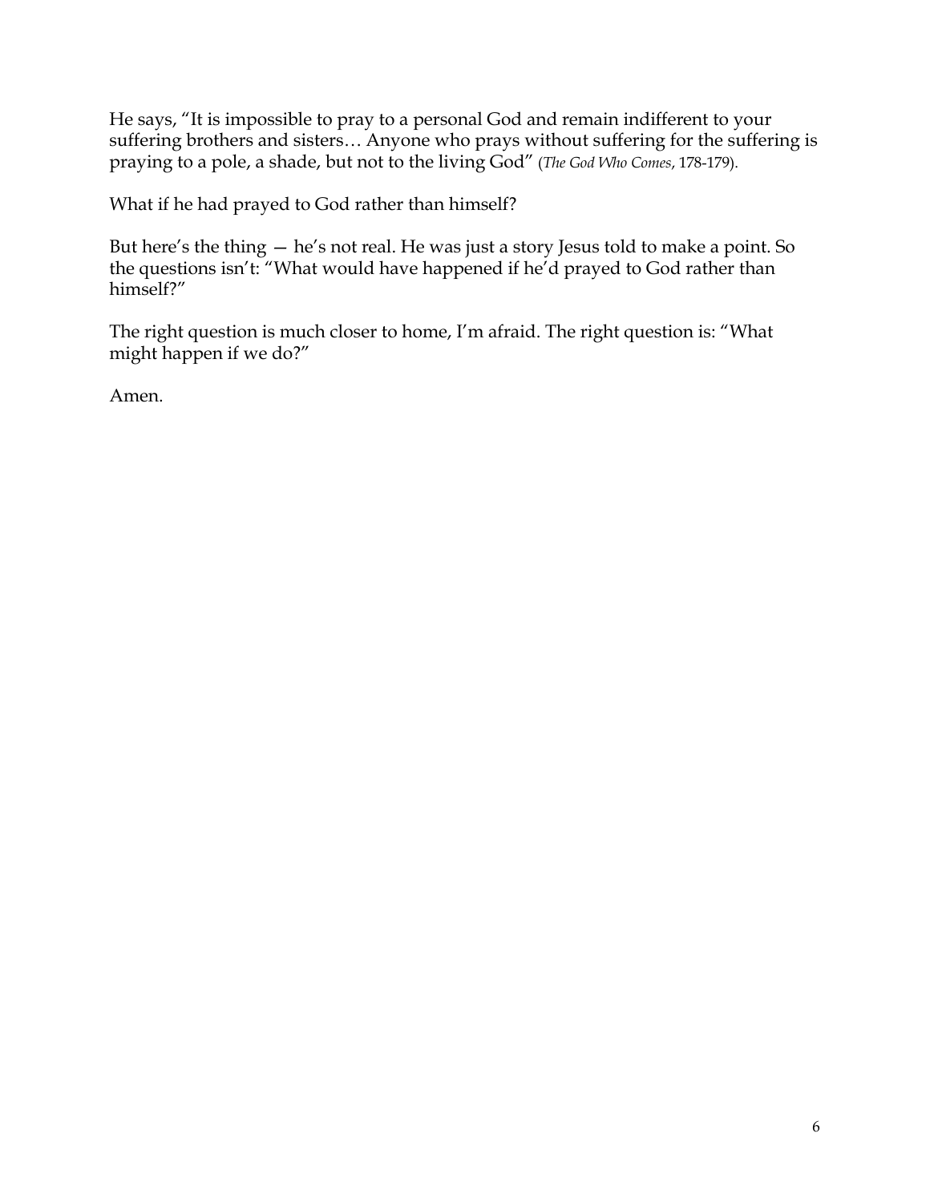He says, "It is impossible to pray to a personal God and remain indifferent to your suffering brothers and sisters… Anyone who prays without suffering for the suffering is praying to a pole, a shade, but not to the living God" (*The God Who Comes*, 178-179).

What if he had prayed to God rather than himself?

But here's the thing — he's not real. He was just a story Jesus told to make a point. So the questions isn't: "What would have happened if he'd prayed to God rather than himself?"

The right question is much closer to home, I'm afraid. The right question is: "What might happen if we do?"

Amen.